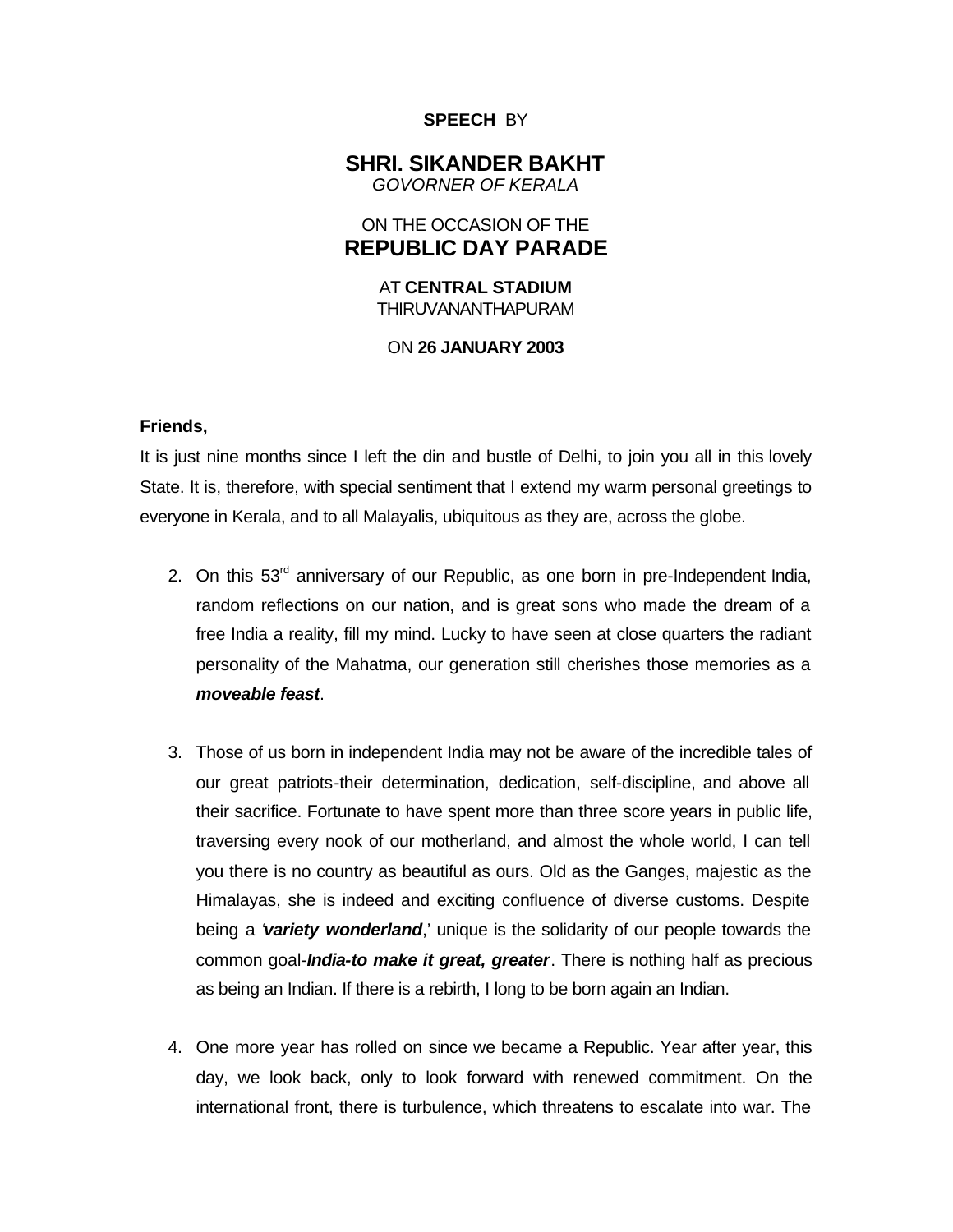**SPEECH** BY

# SHRI. SIKANDER BAKHT

*GOVORNER OF KERALA*

ON THE OCCASION OF THE

## REPUBLIC DAY PARADE

AT **CENTRAL STADIUM**
THIRUVANANTHAPURAM

ON **26 JANUARY 2003**

**Friends,**

It is just nine months since I left the din and bustle of Delhi, to join you all in this lovely State. It is, therefore, with special sentiment that I extend my warm personal greetings to everyone in Kerala, and to all Malayalis, ubiquitous as they are, across the globe.

2. On this 53rd anniversary of our Republic, as one born in pre-Independent India, random reflections on our nation, and is great sons who made the dream of a free India a reality, fill my mind. Lucky to have seen at close quarters the radiant personality of the Mahatma, our generation still cherishes those memories as a ***moveable feast***.

3. Those of us born in independent India may not be aware of the incredible tales of our great patriots-their determination, dedication, self-discipline, and above all their sacrifice. Fortunate to have spent more than three score years in public life, traversing every nook of our motherland, and almost the whole world, I can tell you there is no country as beautiful as ours. Old as the Ganges, majestic as the Himalayas, she is indeed and exciting confluence of diverse customs. Despite being a '***variety wonderland***,' unique is the solidarity of our people towards the common goal-***India-to make it great, greater***. There is nothing half as precious as being an Indian. If there is a rebirth, I long to be born again an Indian.

4. One more year has rolled on since we became a Republic. Year after year, this day, we look back, only to look forward with renewed commitment. On the international front, there is turbulence, which threatens to escalate into war. The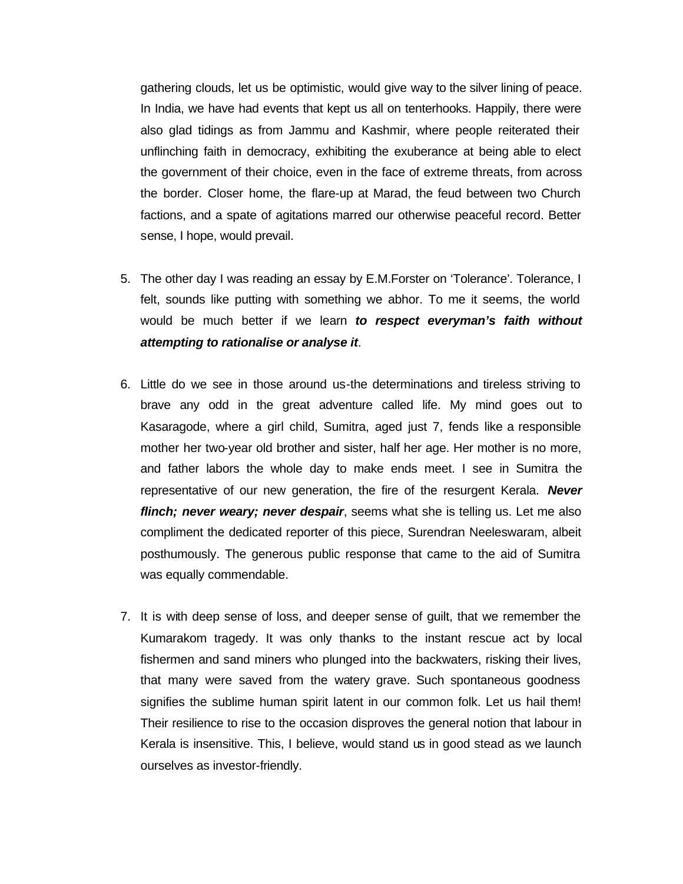gathering clouds, let us be optimistic, would give way to the silver lining of peace. In India, we have had events that kept us all on tenterhooks. Happily, there were also glad tidings as from Jammu and Kashmir, where people reiterated their unflinching faith in democracy, exhibiting the exuberance at being able to elect the government of their choice, even in the face of extreme threats, from across the border. Closer home, the flare-up at Marad, the feud between two Church factions, and a spate of agitations marred our otherwise peaceful record. Better sense, I hope, would prevail.

5. The other day I was reading an essay by E.M.Forster on 'Tolerance'. Tolerance, I felt, sounds like putting with something we abhor. To me it seems, the world would be much better if we learn ***to respect everyman's faith without attempting to rationalise or analyse it***.

6. Little do we see in those around us-the determinations and tireless striving to brave any odd in the great adventure called life. My mind goes out to Kasaragode, where a girl child, Sumitra, aged just 7, fends like a responsible mother her two-year old brother and sister, half her age. Her mother is no more, and father labors the whole day to make ends meet. I see in Sumitra the representative of our new generation, the fire of the resurgent Kerala. ***Never flinch; never weary; never despair***, seems what she is telling us. Let me also compliment the dedicated reporter of this piece, Surendran Neeleswaram, albeit posthumously. The generous public response that came to the aid of Sumitra was equally commendable.

7. It is with deep sense of loss, and deeper sense of guilt, that we remember the Kumarakom tragedy. It was only thanks to the instant rescue act by local fishermen and sand miners who plunged into the backwaters, risking their lives, that many were saved from the watery grave. Such spontaneous goodness signifies the sublime human spirit latent in our common folk. Let us hail them! Their resilience to rise to the occasion disproves the general notion that labour in Kerala is insensitive. This, I believe, would stand us in good stead as we launch ourselves as investor-friendly.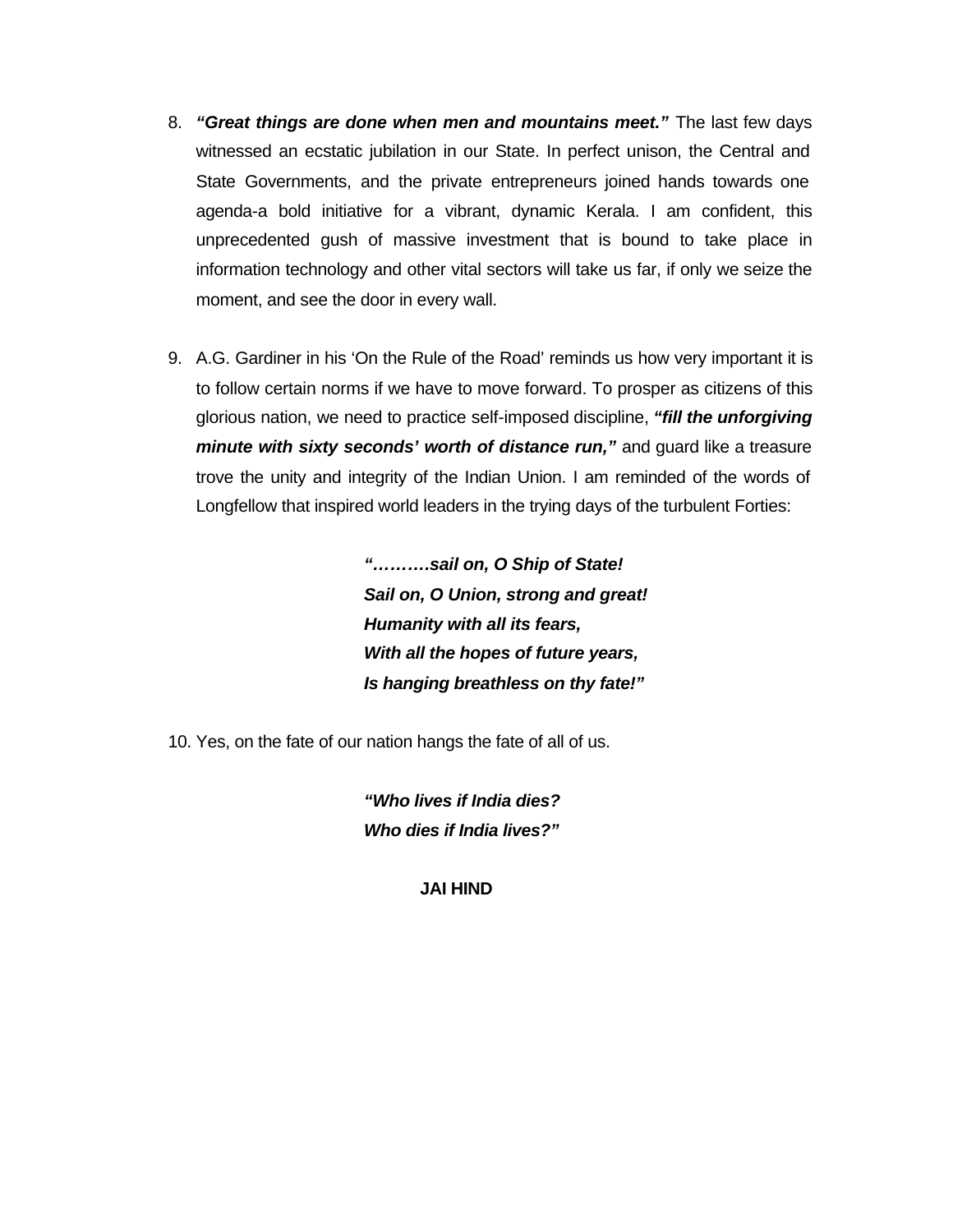8. ***"Great things are done when men and mountains meet."*** The last few days witnessed an ecstatic jubilation in our State. In perfect unison, the Central and State Governments, and the private entrepreneurs joined hands towards one agenda-a bold initiative for a vibrant, dynamic Kerala. I am confident, this unprecedented gush of massive investment that is bound to take place in information technology and other vital sectors will take us far, if only we seize the moment, and see the door in every wall.

9. A.G. Gardiner in his 'On the Rule of the Road' reminds us how very important it is to follow certain norms if we have to move forward. To prosper as citizens of this glorious nation, we need to practice self-imposed discipline, ***"fill the unforgiving minute with sixty seconds' worth of distance run,"*** and guard like a treasure trove the unity and integrity of the Indian Union. I am reminded of the words of Longfellow that inspired world leaders in the trying days of the turbulent Forties:

   ***"……….sail on, O Ship of State!***
   ***Sail on, O Union, strong and great!***
   ***Humanity with all its fears,***
   ***With all the hopes of future years,***
   ***Is hanging breathless on thy fate!"***

10. Yes, on the fate of our nation hangs the fate of all of us.

   ***"Who lives if India dies?***
   ***Who dies if India lives?"***

**JAI HIND**